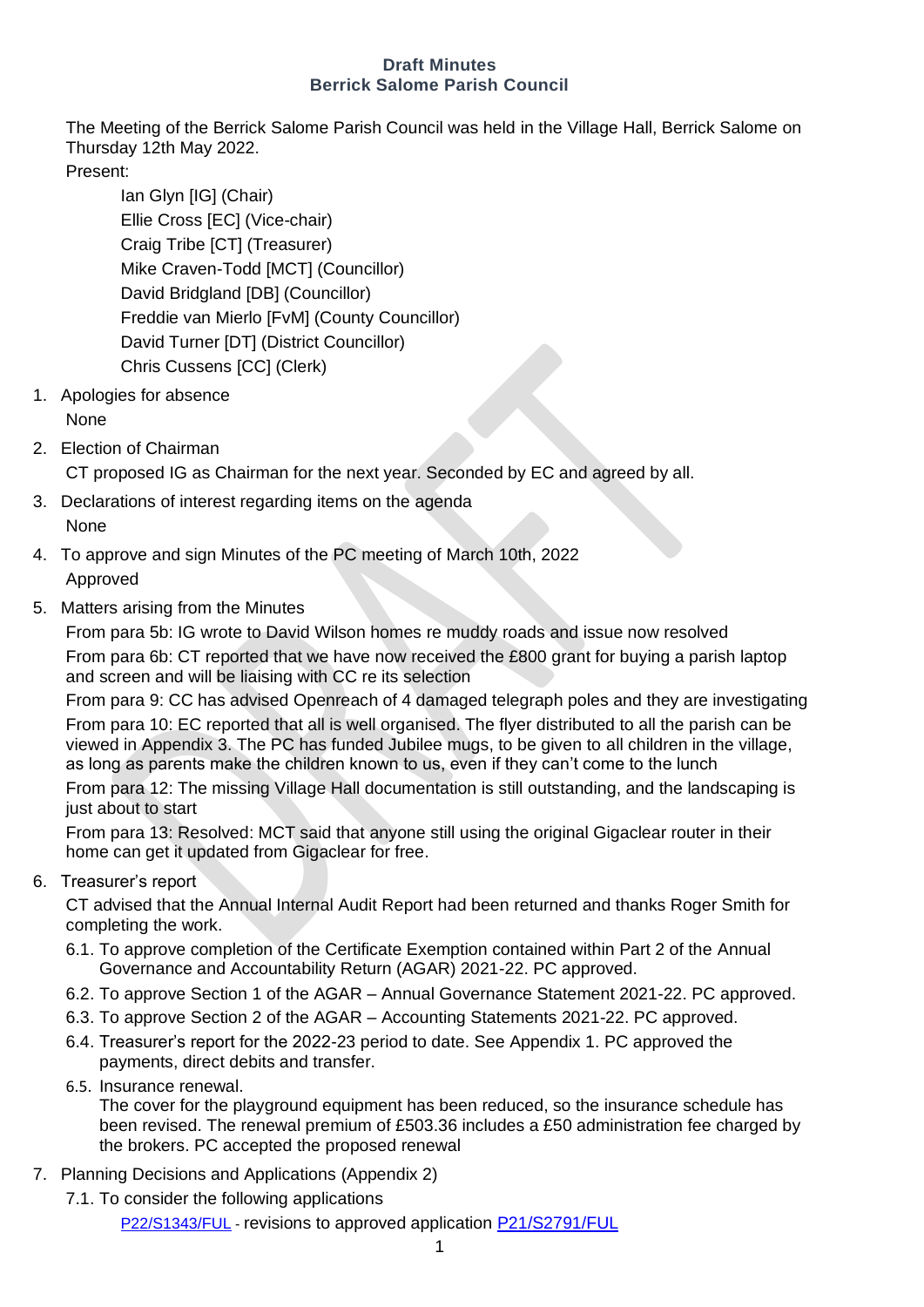**Draft Minutes**
**Berrick Salome Parish Council**

The Meeting of the Berrick Salome Parish Council was held in the Village Hall, Berrick Salome on Thursday 12th May 2022.

Present:

- Ian Glyn [IG] (Chair)
- Ellie Cross [EC] (Vice-chair)
- Craig Tribe [CT] (Treasurer)
- Mike Craven-Todd [MCT] (Councillor)
- David Bridgland [DB] (Councillor)
- Freddie van Mierlo [FvM] (County Councillor)
- David Turner [DT] (District Councillor)
- Chris Cussens [CC] (Clerk)

1. Apologies for absence

   None

2. Election of Chairman

   CT proposed IG as Chairman for the next year. Seconded by EC and agreed by all.

3. Declarations of interest regarding items on the agenda

   None

4. To approve and sign Minutes of the PC meeting of March 10th, 2022

   Approved

5. Matters arising from the Minutes

   From para 5b: IG wrote to David Wilson homes re muddy roads and issue now resolved

   From para 6b: CT reported that we have now received the £800 grant for buying a parish laptop and screen and will be liaising with CC re its selection

   From para 9: CC has advised Openreach of 4 damaged telegraph poles and they are investigating

   From para 10: EC reported that all is well organised. The flyer distributed to all the parish can be viewed in Appendix 3. The PC has funded Jubilee mugs, to be given to all children in the village, as long as parents make the children known to us, even if they can't come to the lunch

   From para 12: The missing Village Hall documentation is still outstanding, and the landscaping is just about to start

   From para 13: Resolved: MCT said that anyone still using the original Gigaclear router in their home can get it updated from Gigaclear for free.

6. Treasurer's report

   CT advised that the Annual Internal Audit Report had been returned and thanks Roger Smith for completing the work.

   6.1. To approve completion of the Certificate Exemption contained within Part 2 of the Annual Governance and Accountability Return (AGAR) 2021-22. PC approved.

   6.2. To approve Section 1 of the AGAR – Annual Governance Statement 2021-22. PC approved.

   6.3. To approve Section 2 of the AGAR – Accounting Statements 2021-22. PC approved.

   6.4. Treasurer's report for the 2022-23 period to date. See Appendix 1. PC approved the payments, direct debits and transfer.

   6.5. Insurance renewal.
   The cover for the playground equipment has been reduced, so the insurance schedule has been revised. The renewal premium of £503.36 includes a £50 administration fee charged by the brokers. PC accepted the proposed renewal

7. Planning Decisions and Applications (Appendix 2)

   7.1. To consider the following applications

   P22/S1343/FUL - revisions to approved application P21/S2791/FUL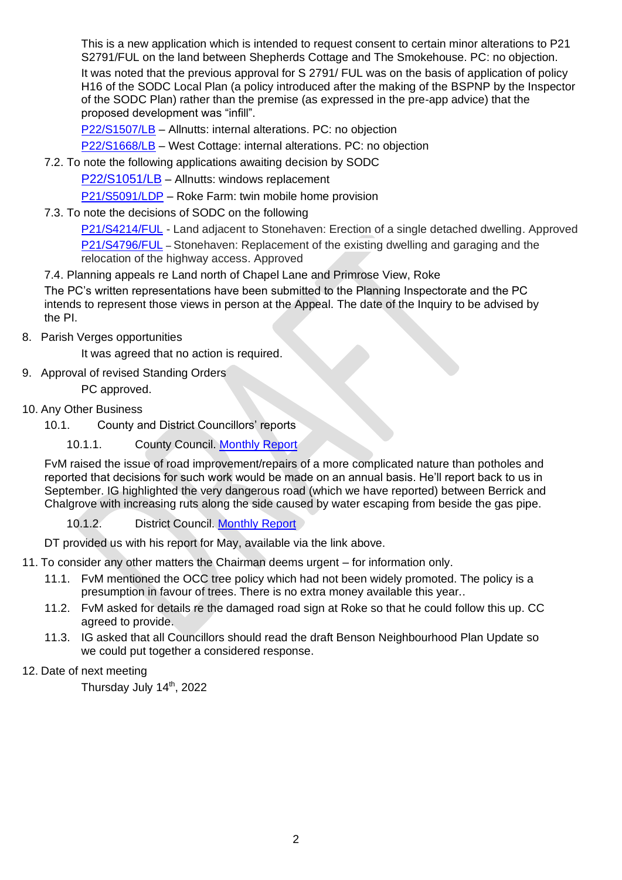This is a new application which is intended to request consent to certain minor alterations to P21 S2791/FUL on the land between Shepherds Cottage and The Smokehouse. PC: no objection.

It was noted that the previous approval for S 2791/ FUL was on the basis of application of policy H16 of the SODC Local Plan (a policy introduced after the making of the BSPNP by the Inspector of the SODC Plan) rather than the premise (as expressed in the pre-app advice) that the proposed development was "infill".

P22/S1507/LB – Allnutts: internal alterations. PC: no objection

P22/S1668/LB – West Cottage: internal alterations. PC: no objection

7.2. To note the following applications awaiting decision by SODC

P22/S1051/LB – Allnutts: windows replacement

P21/S5091/LDP – Roke Farm: twin mobile home provision

7.3. To note the decisions of SODC on the following

P21/S4214/FUL - Land adjacent to Stonehaven: Erection of a single detached dwelling. Approved

P21/S4796/FUL – Stonehaven: Replacement of the existing dwelling and garaging and the relocation of the highway access. Approved

7.4. Planning appeals re Land north of Chapel Lane and Primrose View, Roke

The PC's written representations have been submitted to the Planning Inspectorate and the PC intends to represent those views in person at the Appeal. The date of the Inquiry to be advised by the PI.

8. Parish Verges opportunities

It was agreed that no action is required.

9. Approval of revised Standing Orders

PC approved.

10. Any Other Business

10.1. County and District Councillors' reports

10.1.1. County Council. Monthly Report

FvM raised the issue of road improvement/repairs of a more complicated nature than potholes and reported that decisions for such work would be made on an annual basis. He'll report back to us in September. IG highlighted the very dangerous road (which we have reported) between Berrick and Chalgrove with increasing ruts along the side caused by water escaping from beside the gas pipe.

10.1.2. District Council. Monthly Report

DT provided us with his report for May, available via the link above.

11. To consider any other matters the Chairman deems urgent – for information only.

11.1. FvM mentioned the OCC tree policy which had not been widely promoted. The policy is a presumption in favour of trees. There is no extra money available this year..

11.2. FvM asked for details re the damaged road sign at Roke so that he could follow this up. CC agreed to provide.

11.3. IG asked that all Councillors should read the draft Benson Neighbourhood Plan Update so we could put together a considered response.

12. Date of next meeting

Thursday July 14th, 2022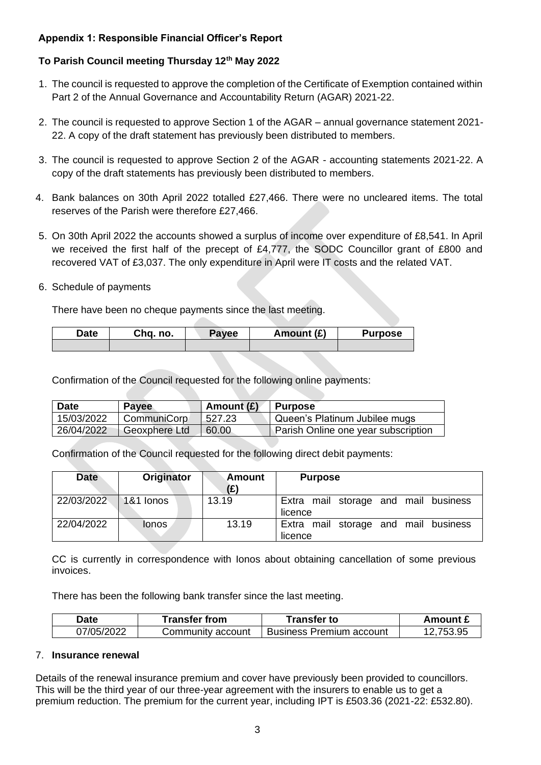**Appendix 1: Responsible Financial Officer's Report**

**To Parish Council meeting Thursday 12th May 2022**

1. The council is requested to approve the completion of the Certificate of Exemption contained within Part 2 of the Annual Governance and Accountability Return (AGAR) 2021-22.

2. The council is requested to approve Section 1 of the AGAR – annual governance statement 2021-22. A copy of the draft statement has previously been distributed to members.

3. The council is requested to approve Section 2 of the AGAR - accounting statements 2021-22. A copy of the draft statements has previously been distributed to members.

4. Bank balances on 30th April 2022 totalled £27,466. There were no uncleared items. The total reserves of the Parish were therefore £27,466.

5. On 30th April 2022 the accounts showed a surplus of income over expenditure of £8,541. In April we received the first half of the precept of £4,777, the SODC Councillor grant of £800 and recovered VAT of £3,037. The only expenditure in April were IT costs and the related VAT.

6. Schedule of payments

   There have been no cheque payments since the last meeting.

| Date | Chq. no. | Payee | Amount (£) | Purpose |
|---|---|---|---|---|
| | | | | |

Confirmation of the Council requested for the following online payments:

| Date | Payee | Amount (£) | Purpose |
|---|---|---|---|
| 15/03/2022 | CommuniCorp | 527.23 | Queen's Platinum Jubilee mugs |
| 26/04/2022 | Geoxphere Ltd | 60.00 | Parish Online one year subscription |

Confirmation of the Council requested for the following direct debit payments:

| Date | Originator | Amount (£) | Purpose |
|---|---|---|---|
| 22/03/2022 | 1&1 Ionos | 13.19 | Extra mail storage and mail business licence |
| 22/04/2022 | Ionos | 13.19 | Extra mail storage and mail business licence |

CC is currently in correspondence with Ionos about obtaining cancellation of some previous invoices.

There has been the following bank transfer since the last meeting.

| Date | Transfer from | Transfer to | Amount £ |
|---|---|---|---|
| 07/05/2022 | Community account | Business Premium account | 12,753.95 |

7. **Insurance renewal**

Details of the renewal insurance premium and cover have previously been provided to councillors. This will be the third year of our three-year agreement with the insurers to enable us to get a premium reduction. The premium for the current year, including IPT is £503.36 (2021-22: £532.80).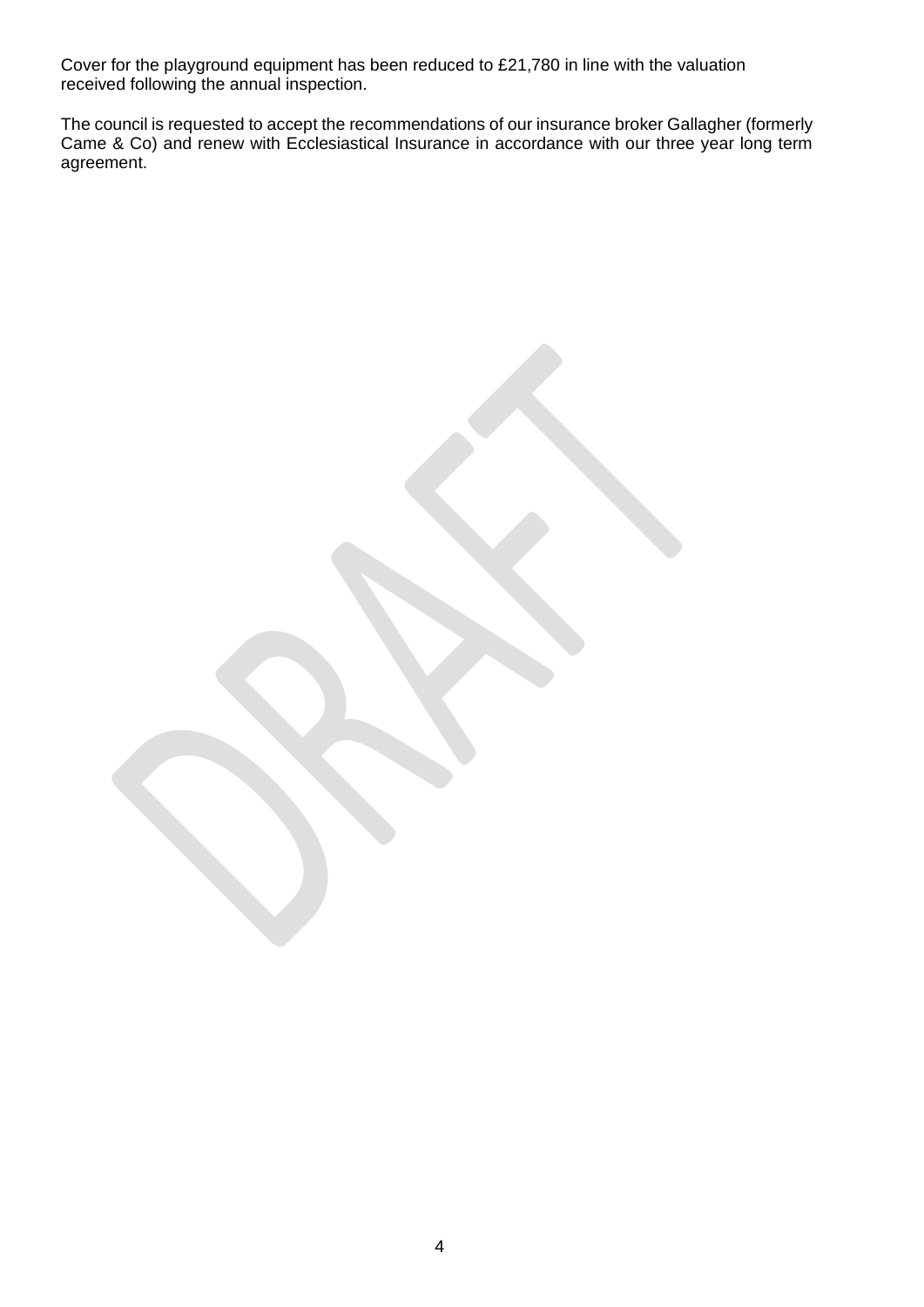Cover for the playground equipment has been reduced to £21,780 in line with the valuation received following the annual inspection.

The council is requested to accept the recommendations of our insurance broker Gallagher (formerly Came & Co) and renew with Ecclesiastical Insurance in accordance with our three year long term agreement.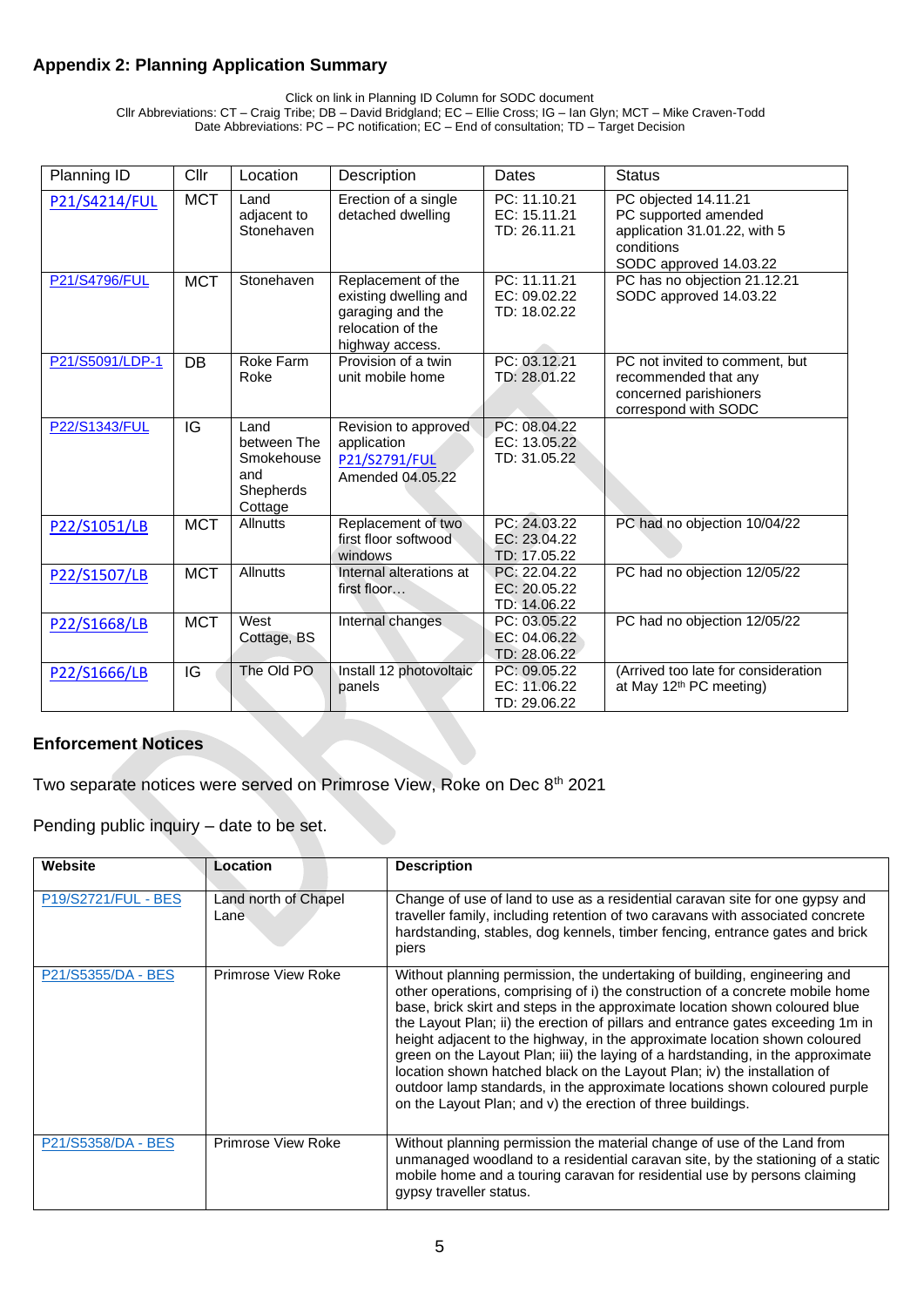## Appendix 2: Planning Application Summary

Click on link in Planning ID Column for SODC document
Cllr Abbreviations: CT – Craig Tribe; DB – David Bridgland; EC – Ellie Cross; IG – Ian Glyn; MCT – Mike Craven-Todd
Date Abbreviations: PC – PC notification; EC – End of consultation; TD – Target Decision

| Planning ID | Cllr | Location | Description | Dates | Status |
|---|---|---|---|---|---|
| P21/S4214/FUL | MCT | Land adjacent to Stonehaven | Erection of a single detached dwelling | PC: 11.10.21<br>EC: 15.11.21<br>TD: 26.11.21 | PC objected 14.11.21<br>PC supported amended application 31.01.22, with 5 conditions<br>SODC approved 14.03.22 |
| P21/S4796/FUL | MCT | Stonehaven | Replacement of the existing dwelling and garaging and the relocation of the highway access. | PC: 11.11.21<br>EC: 09.02.22<br>TD: 18.02.22 | PC has no objection 21.12.21<br>SODC approved 14.03.22 |
| P21/S5091/LDP-1 | DB | Roke Farm Roke | Provision of a twin unit mobile home | PC: 03.12.21<br>TD: 28.01.22 | PC not invited to comment, but recommended that any concerned parishioners correspond with SODC |
| P22/S1343/FUL | IG | Land between The Smokehouse and Shepherds Cottage | Revision to approved application P21/S2791/FUL<br>Amended 04.05.22 | PC: 08.04.22<br>EC: 13.05.22<br>TD: 31.05.22 | |
| P22/S1051/LB | MCT | Allnutts | Replacement of two first floor softwood windows | PC: 24.03.22<br>EC: 23.04.22<br>TD: 17.05.22 | PC had no objection 10/04/22 |
| P22/S1507/LB | MCT | Allnutts | Internal alterations at first floor… | PC: 22.04.22<br>EC: 20.05.22<br>TD: 14.06.22 | PC had no objection 12/05/22 |
| P22/S1668/LB | MCT | West Cottage, BS | Internal changes | PC: 03.05.22<br>EC: 04.06.22<br>TD: 28.06.22 | PC had no objection 12/05/22 |
| P22/S1666/LB | IG | The Old PO | Install 12 photovoltaic panels | PC: 09.05.22<br>EC: 11.06.22<br>TD: 29.06.22 | (Arrived too late for consideration at May 12th PC meeting) |

### Enforcement Notices

Two separate notices were served on Primrose View, Roke on Dec 8th 2021

Pending public inquiry – date to be set.

| Website | Location | Description |
|---|---|---|
| P19/S2721/FUL - BES | Land north of Chapel Lane | Change of use of land to use as a residential caravan site for one gypsy and traveller family, including retention of two caravans with associated concrete hardstanding, stables, dog kennels, timber fencing, entrance gates and brick piers |
| P21/S5355/DA - BES | Primrose View Roke | Without planning permission, the undertaking of building, engineering and other operations, comprising of i) the construction of a concrete mobile home base, brick skirt and steps in the approximate location shown coloured blue the Layout Plan; ii) the erection of pillars and entrance gates exceeding 1m in height adjacent to the highway, in the approximate location shown coloured green on the Layout Plan; iii) the laying of a hardstanding, in the approximate location shown hatched black on the Layout Plan; iv) the installation of outdoor lamp standards, in the approximate locations shown coloured purple on the Layout Plan; and v) the erection of three buildings. |
| P21/S5358/DA - BES | Primrose View Roke | Without planning permission the material change of use of the Land from unmanaged woodland to a residential caravan site, by the stationing of a static mobile home and a touring caravan for residential use by persons claiming gypsy traveller status. |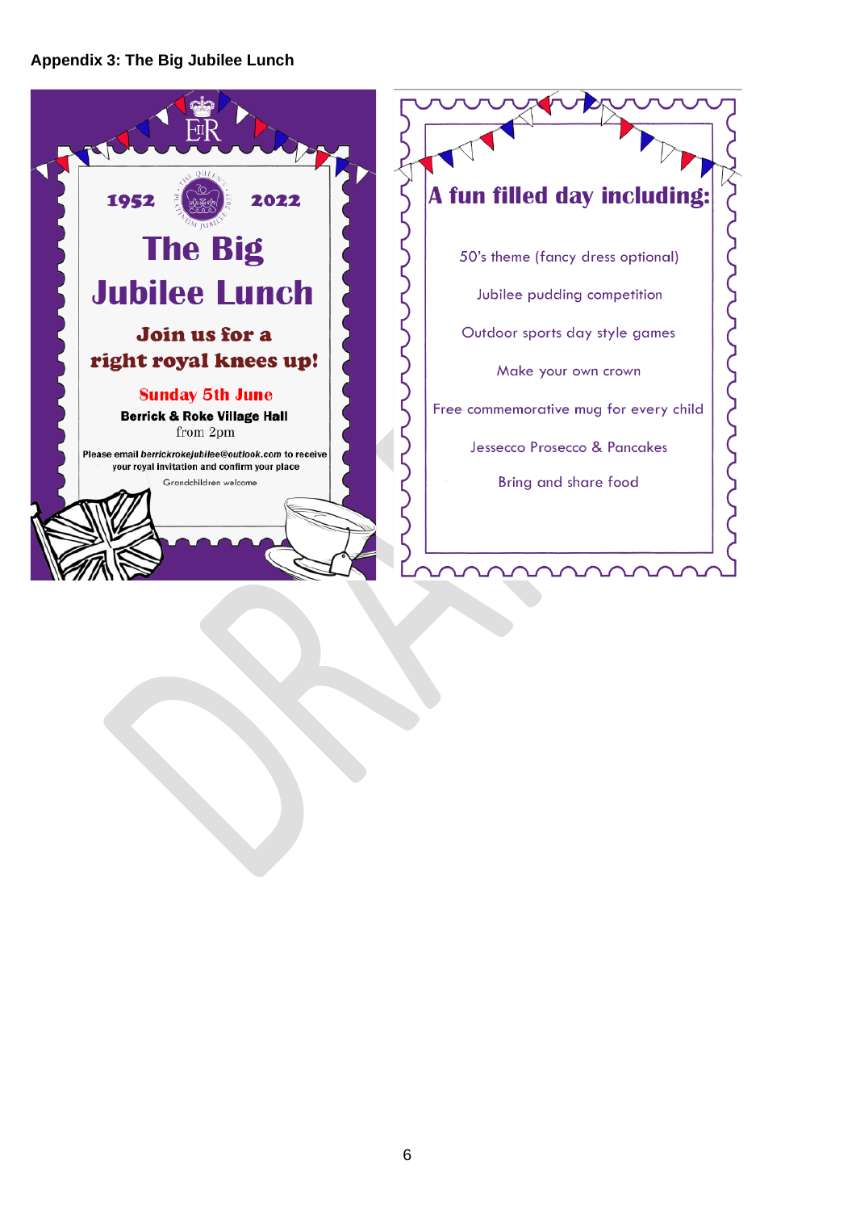**Appendix 3: The Big Jubilee Lunch**

EIIR

1952 2022

# The Big Jubilee Lunch

**Join us for a right royal knees up!**

**Sunday 5th June**

**Berrick & Roke Village Hall**

from 2pm

Please email *berrickrokejubilee@outlook.com* to receive your royal invitation and confirm your place

Grandchildren welcome

## A fun filled day including:

50's theme (fancy dress optional)

Jubilee pudding competition

Outdoor sports day style games

Make your own crown

Free commemorative mug for every child

Jessecco Prosecco & Pancakes

Bring and share food